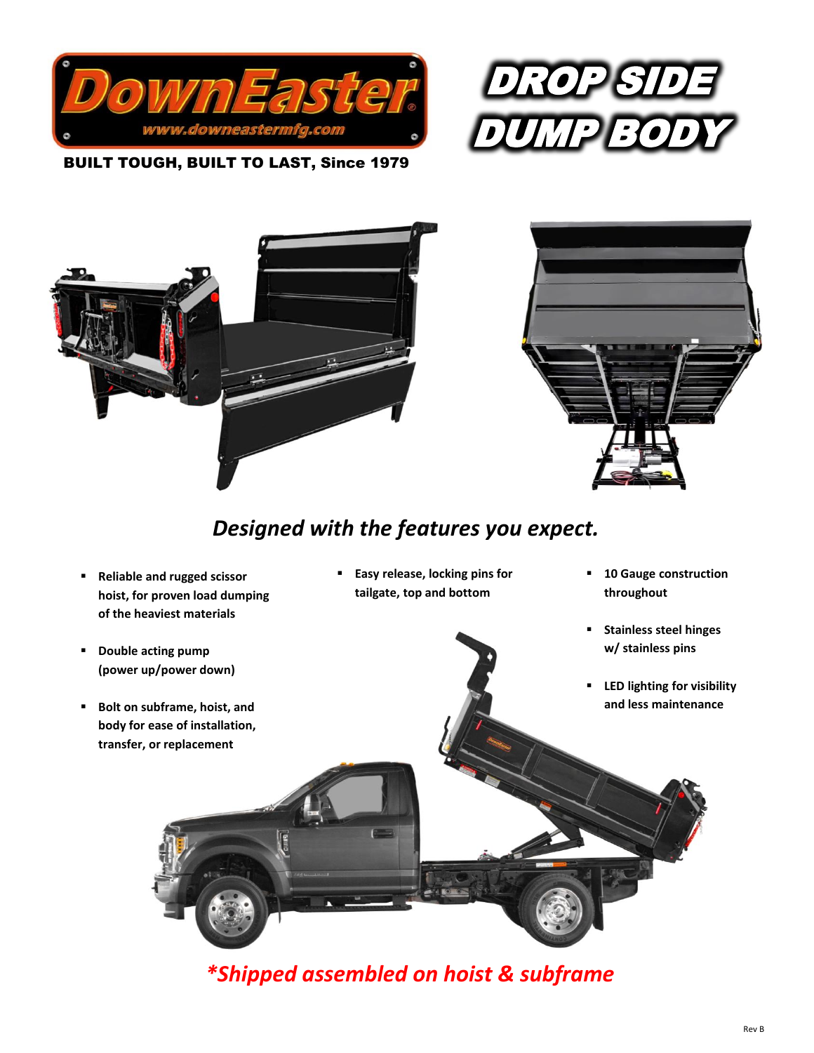DownEaster

www.downeastermfg.com

BUILT TOUGH, BUILT TO LAST, Since 1979

# DROP SIDE DUMP BODY

## *Designed with the features you expect.*

- **Reliable and rugged scissor hoist, for proven load dumping of the heaviest materials**
- **Double acting pump (power up/power down)**
- **Bolt on subframe, hoist, and body for ease of installation, transfer, or replacement**
- **Easy release, locking pins for tailgate, top and bottom**
- **10 Gauge construction throughout**
- **Stainless steel hinges w/ stainless pins**
- **LED lighting for visibility and less maintenance**

***Shipped assembled on hoist & subframe***

Rev B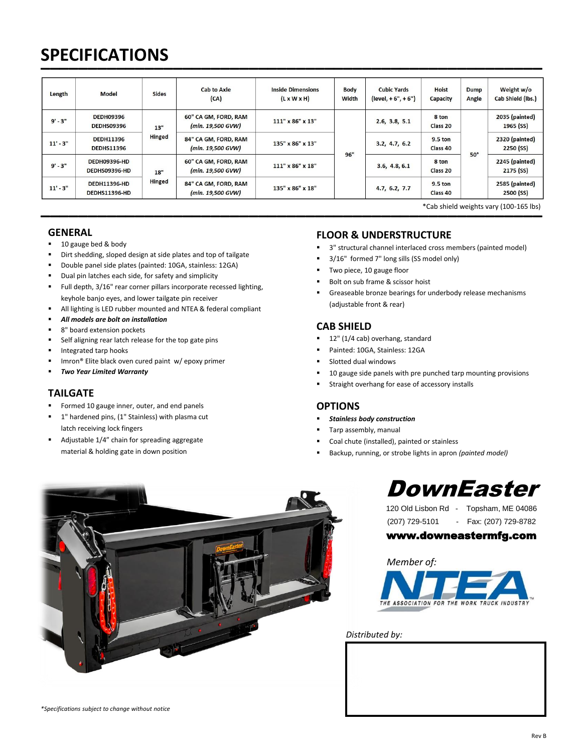# SPECIFICATIONS

| Length | Model | Sides | Cab to Axle (CA) | Inside Dimensions (L x W x H) | Body Width | Cubic Yards (level, + 6", + 6") | Hoist Capacity | Dump Angle | Weight w/o Cab Shield (lbs.) |
|---|---|---|---|---|---|---|---|---|---|
| 9' - 3" | DEDH09396<br>DEDHS09396 | 13" Hinged | 60" CA GM, FORD, RAM *(min. 19,500 GVW)* | 111" x 86" x 13" | 96" | 2.6, 3.8, 5.1 | 8 ton Class 20 | 50° | 2035 (painted)<br>1965 (SS) |
| 11' - 3" | DEDH11396<br>DEDHS11396 | 13" Hinged | 84" CA GM, FORD, RAM *(min. 19,500 GVW)* | 135" x 86" x 13" | 96" | 3.2, 4.7, 6.2 | 9.5 ton Class 40 | 50° | 2320 (painted)<br>2250 (SS) |
| 9' - 3" | DEDH09396-HD<br>DEDHS09396-HD | 18" Hinged | 60" CA GM, FORD, RAM *(min. 19,500 GVW)* | 111" x 86" x 18" | 96" | 3.6, 4.8, 6.1 | 8 ton Class 20 | 50° | 2245 (painted)<br>2175 (SS) |
| 11' - 3" | DEDH11396-HD<br>DEDHS11396-HD | 18" Hinged | 84" CA GM, FORD, RAM *(min. 19,500 GVW)* | 135" x 86" x 18" | 96" | 4.7, 6.2, 7.7 | 9.5 ton Class 40 | 50° | 2585 (painted)<br>2500 (SS) |

*Cab shield weights vary (100-165 lbs)

## GENERAL

- 10 gauge bed & body
- Dirt shedding, sloped design at side plates and top of tailgate
- Double panel side plates (painted: 10GA, stainless: 12GA)
- Dual pin latches each side, for safety and simplicity
- Full depth, 3/16" rear corner pillars incorporate recessed lighting, keyhole banjo eyes, and lower tailgate pin receiver
- All lighting is LED rubber mounted and NTEA & federal compliant
- ***All models are bolt on installation***
- 8" board extension pockets
- Self aligning rear latch release for the top gate pins
- Integrated tarp hooks
- Imron® Elite black oven cured paint w/ epoxy primer
- ***Two Year Limited Warranty***

## TAILGATE

- Formed 10 gauge inner, outer, and end panels
- 1" hardened pins, (1" Stainless) with plasma cut latch receiving lock fingers
- Adjustable 1/4" chain for spreading aggregate material & holding gate in down position

## FLOOR & UNDERSTRUCTURE

- 3" structural channel interlaced cross members (painted model)
- 3/16" formed 7" long sills (SS model only)
- Two piece, 10 gauge floor
- Bolt on sub frame & scissor hoist
- Greaseable bronze bearings for underbody release mechanisms (adjustable front & rear)

## CAB SHIELD

- 12" (1/4 cab) overhang, standard
- Painted: 10GA, Stainless: 12GA
- Slotted dual windows
- 10 gauge side panels with pre punched tarp mounting provisions
- Straight overhang for ease of accessory installs

## OPTIONS

- ***Stainless body construction***
- Tarp assembly, manual
- Coal chute (installed), painted or stainless
- Backup, running, or strobe lights in apron *(painted model)*

**DownEaster**

120 Old Lisbon Rd - Topsham, ME 04086

(207) 729-5101 - Fax: (207) 729-8782

**www.downeastermfg.com**

*Member of:*

NTEA — THE ASSOCIATION FOR THE WORK TRUCK INDUSTRY

*Distributed by:*

*\*Specifications subject to change without notice*

Rev B